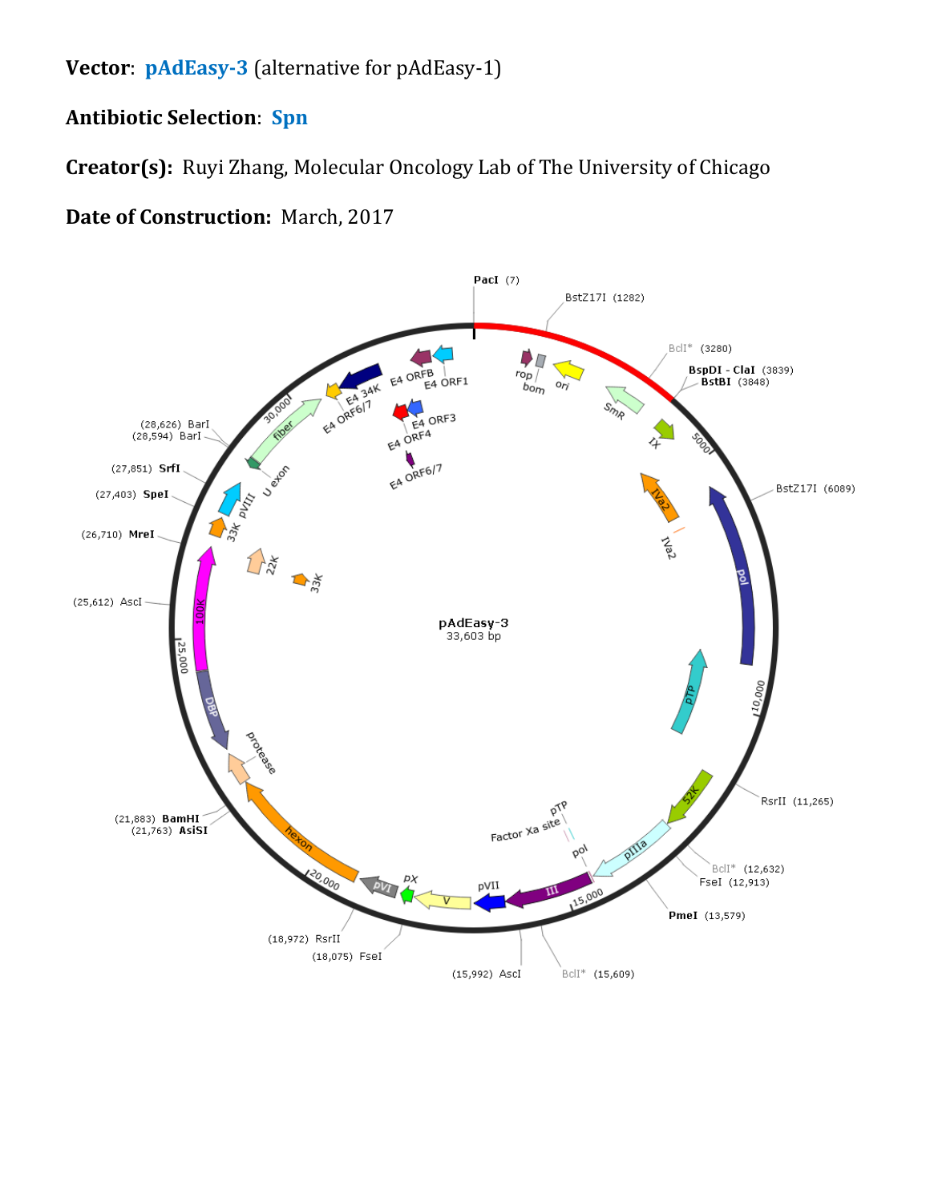**Vector**: **pAdEasy-3** (alternative for pAdEasy-1)

**Antibiotic Selection**: **Spn**

**Creator(s):** Ruyi Zhang, Molecular Oncology Lab of The University of Chicago

**Date of Construction:** March, 2017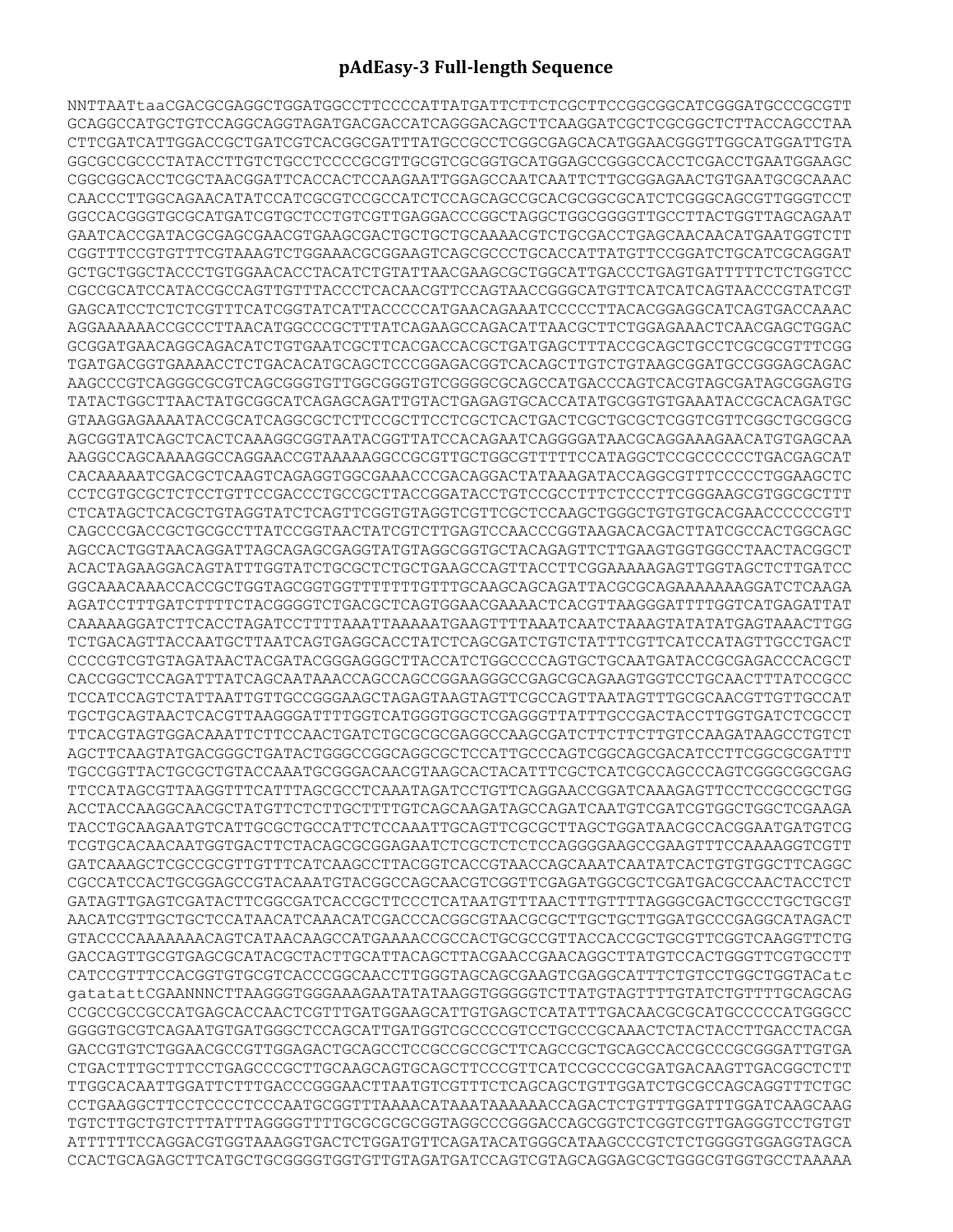# pAdEasy-3 Full-length Sequence

```
NNTTAATtaaCGACGCGAGGCTGGATGGCCTTCCCCATTATGATTCTTCTCGCTTCCGGCGGCATCGGGATGCCCGCGTT
GCAGGCCATGCTGTCCAGGCAGGTAGATGACGACCATCAGGGACAGCTTCAAGGATCGCTCGCGGCTCTTACCAGCCTAA
CTTCGATCATTGGACCGCTGATCGTCACGGCGATTTATGCCGCCTCGGCGAGCACATGGAACGGGTTGGCATGGATTGTA
GGCGCCGCCCTATACCTTGTCTGCCTCCCCGCGTTGCGTCGCGGTGCATGGAGCCGGGCCACCTCGACCTGAATGGAAGC
CGGCGGCACCTCGCTAACGGATTCACCACTCCAAGAATTGGAGCCAATCAATTCTTGCGGAGAACTGTGAATGCGCAAAC
CAACCCTTGGCAGAACATATCCATCGCGTCCGCCATCTCCAGCAGCCGCACGCGGCGCATCTCGGGCAGCGTTGGGTCCT
GGCCACGGGTGCGCATGATCGTGCTCCTGTCGTTGAGGACCCGGCTAGGCTGGCGGGGTTGCCTTACTGGTTAGCAGAAT
GAATCACCGATACGCGAGCGAACGTGAAGCGACTGCTGCTGCAAAACGTCTGCGACCTGAGCAACAACATGAATGGTCTT
CGGTTTCCGTGTTTCGTAAAGTCTGGAAACGCGGAAGTCAGCGCCCTGCACCATTATGTTCCGGATCTGCATCGCAGGAT
GCTGCTGGCTACCCTGTGGAACACCTACATCTGTATTAACGAAGCGCTGGCATTGACCCTGAGTGATTTTTCTCTGGTCC
CGCCGCATCCATACCGCCAGTTGTTTACCCTCACAACGTTCCAGTAACCGGGCATGTTCATCATCAGTAACCCGTATCGT
GAGCATCCTCTCTCGTTTCATCGGTATCATTACCCCCATGAACAGAAATCCCCCTTACACGGAGGCATCAGTGACCAAAC
AGGAAAAAACCGCCCTTAACATGGCCCGCTTTATCAGAAGCCAGACATTAACGCTTCTGGAGAAACTCAACGAGCTGGAC
GCGGATGAACAGGCAGACATCTGTGAATCGCTTCACGACCACGCTGATGAGCTTTACCGCAGCTGCCTCGCGCGTTTCGG
TGATGACGGTGAAAACCTCTGACACATGCAGCTCCCGGAGACGGTCACAGCTTGTCTGTAAGCGGATGCCGGGAGCAGAC
AAGCCCGTCAGGGCGCGTCAGCGGGTGTTGGCGGGTGTCGGGGCGCAGCCATGACCCAGTCACGTAGCGATAGCGGAGTG
TATACTGGCTTAACTATGCGGCATCAGAGCAGATTGTACTGAGAGTGCACCATATGCGGTGTGAAATACCGCACAGATGC
GTAAGGAGAAAATACCGCATCAGGCGCTCTTCCGCTTCCTCGCTCACTGACTCGCTGCGCTCGGTCGTTCGGCTGCGGCG
AGCGGTATCAGCTCACTCAAAGGCGGTAATACGGTTATCCACAGAATCAGGGGATAACGCAGGAAAGAACATGTGAGCAA
AAGGCCAGCAAAAGGCCAGGAACCGTAAAAAGGCCGCGTTGCTGGCGTTTTTCCATAGGCTCCGCCCCCCTGACGAGCAT
CACAAAAATCGACGCTCAAGTCAGAGGTGGCGAAACCCGACAGGACTATAAAGATACCAGGCGTTTCCCCCTGGAAGCTC
CCTCGTGCGCTCTCCTGTTCCGACCCTGCCGCTTACCGGATACCTGTCCGCCTTTCTCCCTTCGGGAAGCGTGGCGCTTT
CTCATAGCTCACGCTGTAGGTATCTCAGTTCGGTGTAGGTCGTTCGCTCCAAGCTGGGCTGTGTGCACGAACCCCCCGTT
CAGCCCGACCGCTGCGCCTTATCCGGTAACTATCGTCTTGAGTCCAACCCGGTAAGACACGACTTATCGCCACTGGCAGC
AGCCACTGGTAACAGGATTAGCAGAGCGAGGTATGTAGGCGGTGCTACAGAGTTCTTGAAGTGGTGGCCTAACTACGGCT
ACACTAGAAGGACAGTATTTGGTATCTGCGCTCTGCTGAAGCCAGTTACCTTCGGAAAAAGAGTTGGTAGCTCTTGATCC
GGCAAACAAACCACCGCTGGTAGCGGTGGTTTTTTTGTTTGCAAGCAGCAGATTACGCGCAGAAAAAAAGGATCTCAAGA
AGATCCTTTGATCTTTTCTACGGGGTCTGACGCTCAGTGGAACGAAAACTCACGTTAAGGGATTTTGGTCATGAGATTAT
CAAAAAGGATCTTCACCTAGATCCTTTTAAATTAAAAATGAAGTTTTAAATCAATCTAAAGTATATATGAGTAAACTTGG
TCTGACAGTTACCAATGCTTAATCAGTGAGGCACCTATCTCAGCGATCTGTCTATTTCGTTCATCCATAGTTGCCTGACT
CCCCGTCGTGTAGATAACTACGATACGGGAGGGCTTACCATCTGGCCCCAGTGCTGCAATGATACCGCGAGACCCACGCT
CACCGGCTCCAGATTTATCAGCAATAAACCAGCCAGCCGGAAGGGCCGAGCGCAGAAGTGGTCCTGCAACTTTATCCGCC
TCCATCCAGTCTATTAATTGTTGCCGGGAAGCTAGAGTAAGTAGTTCGCCAGTTAATAGTTTGCGCAACGTTGTTGCCAT
TGCTGCAGTAACTCACGTTAAGGGATTTTGGTCATGGGTGGCTCGAGGGTTATTTGCCGACTACCTTGGTGATCTCGCCT
TTCACGTAGTGGACAAATTCTTCCAACTGATCTGCGCGCGAGGCCAAGCGATCTTCTTCTTGTCCAAGATAAGCCTGTCT
AGCTTCAAGTATGACGGGCTGATACTGGGCCGGCAGGCGCTCCATTGCCCAGTCGGCAGCGACATCCTTCGGCGCGATTT
TGCCGGTTACTGCGCTGTACCAAATGCGGGACAACGTAAGCACTACATTTCGCTCATCGCCAGCCCAGTCGGGCGGCGAG
TTCCATAGCGTTAAGGTTTCATTTAGCGCCTCAAATAGATCCTGTTCAGGAACCGGATCAAAGAGTTCCTCCGCCGCTGG
ACCTACCAAGGCAACGCTATGTTCTCTTGCTTTTGTCAGCAAGATAGCCAGATCAATGTCGATCGTGGCTGGCTCGAAGA
TACCTGCAAGAATGTCATTGCGCTGCCATTCTCCAAATTGCAGTTCGCGCTTAGCTGGATAACGCCACGGAATGATGTCG
TCGTGCACAACAATGGTGACTTCTACAGCGCGGAGAATCTCGCTCTCTCCAGGGGAAGCCGAAGTTTCCAAAAGGTCGTT
GATCAAAGCTCGCCGCGTTGTTTCATCAAGCCTTACGGTCACCGTAACCAGCAAATCAATATCACTGTGTGGCTTCAGGC
CGCCATCCACTGCGGAGCCGTACAAATGTACGGCCAGCAACGTCGGTTCGAGATGGCGCTCGATGACGCCAACTACCTCT
GATAGTTGAGTCGATACTTCGGCGATCACCGCTTCCCTCATAATGTTTAACTTTGTTTTAGGGCGACTGCCCTGCTGCGT
AACATCGTTGCTGCTCCATAACATCAAACATCGACCCACGGCGTAACGCGCTTGCTGCTTGGATGCCCGAGGCATAGACT
GTACCCCAAAAAAACAGTCATAACAAGCCATGAAAACCGCCACTGCGCCGTTACCACCGCTGCGTTCGGTCAAGGTTCTG
GACCAGTTGCGTGAGCGCATACGCTACTTGCATTACAGCTTACGAACCGAACAGGCTTATGTCCACTGGGTTCGTGCCTT
CATCCGTTTCCACGGTGTGCGTCACCCGGCAACCTTGGGTAGCAGCGAAGTCGAGGCATTTCTGTCCTGGCTGGTACatc
gatatattCGAANNNCTTAAGGGTGGGAAAGAATATATAAGGTGGGGGTCTTATGTAGTTTTGTATCTGTTTTGCAGCAG
CCGCCGCCGCCATGAGCACCAACTCGTTTGATGGAAGCATTGTGAGCTCATATTTGACAACGCGCATGCCCCCATGGGCC
GGGGTGCGTCAGAATGTGATGGGCTCCAGCATTGATGGTCGCCCCGTCCTGCCCGCAAACTCTACTACCTTGACCTACGA
GACCGTGTCTGGAACGCCGTTGGAGACTGCAGCCTCCGCCGCCGCTTCAGCCGCTGCAGCCACCGCCCGCGGGATTGTGA
CTGACTTTGCTTTCCTGAGCCCGCTTGCAAGCAGTGCAGCTTCCCGTTCATCCGCCCGCGATGACAAGTTGACGGCTCTT
TTGGCACAATTGGATTCTTTGACCCGGGAACTTAATGTCGTTTCTCAGCAGCTGTTGGATCTGCGCCAGCAGGTTTCTGC
CCTGAAGGCTTCCTCCCCTCCCAATGCGGTTTAAAACATAAATAAAAAAACCAGACTCTGTTTGGATTTGGATCAAGCAAG
TGTCTTGCTGTCTTTATTTAGGGGTTTTGCGCGCGCGGTAGGCCCGGGACCAGCGGTCTCGGTCGTTGAGGGTCCTGTGT
ATTTTTTCCAGGACGTGGTAAAGGTGACTCTGGATGTTCAGATACATGGGCATAAGCCCGTCTCTGGGGTGGAGGTAGCA
CCACTGCAGAGCTTCATGCTGCGGGGTGGTGTTGTAGATGATCCAGTCGTAGCAGGAGCGCTGGGCGTGGTGCCTAAAAA
```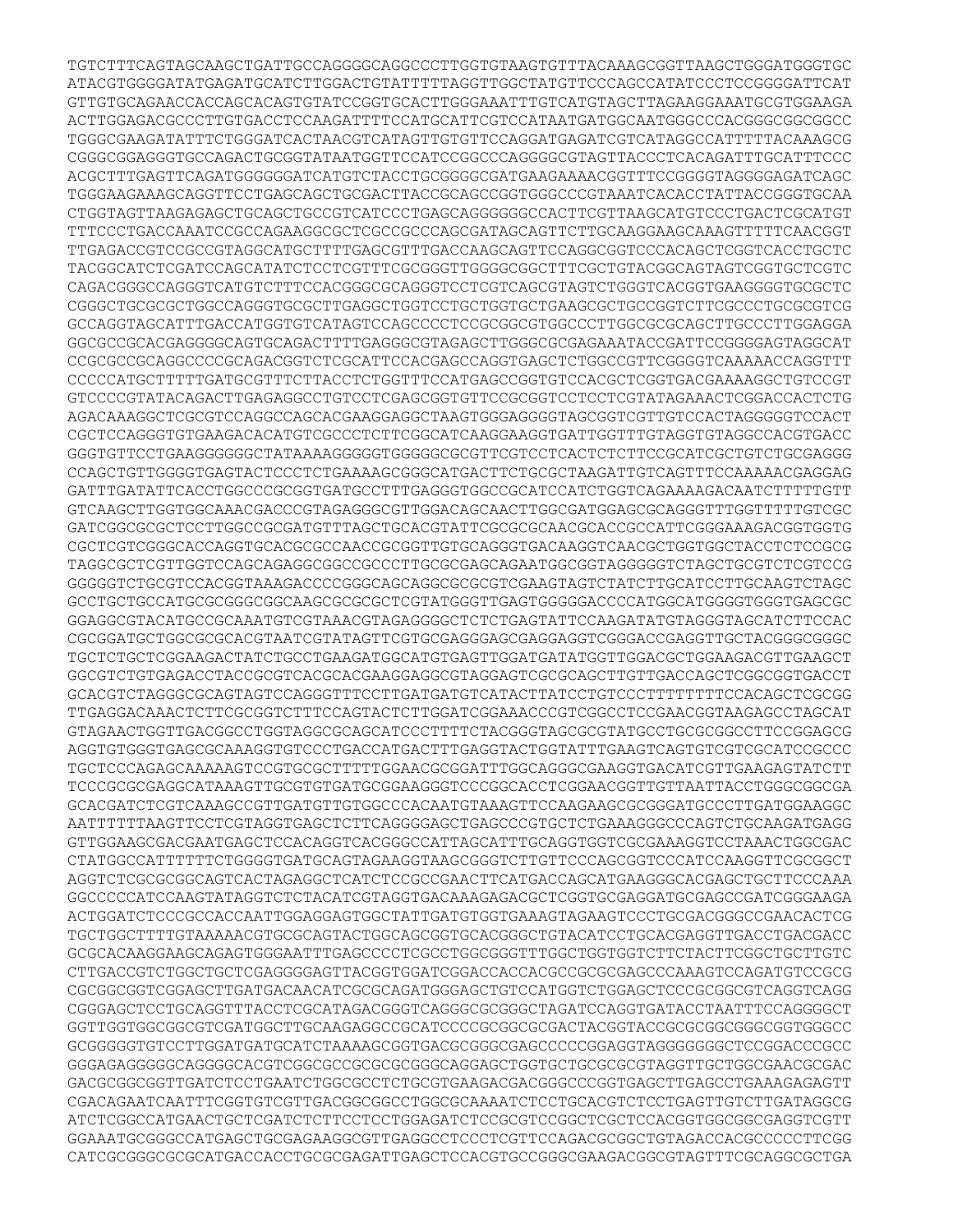```
TGTCTTTCAGTAGCAAGCTGATTGCCAGGGGCAGGCCCTTGGTGTAAGTGTTTACAAAGCGGTTAAGCTGGGATGGGTGC
ATACGTGGGGATATGAGATGCATCTTGGACTGTATTTTTAGGTTGGCTATGTTCCCAGCCATATCCCTCCGGGGATTCAT
GTTGTGCAGAACCACCAGCACAGTGTATCCGGTGCACTTGGGAAATTTGTCATGTAGCTTAGAAGGAAATGCGTGGAAGA
ACTTGGAGACGCCCTTGTGACCTCCAAGATTTTCCATGCATTCGTCCATAATGATGGCAATGGGCCCACGGGCGGCGGCC
TGGGCGAAGATATTTCTGGGATCACTAACGTCATAGTTGTGTTCCAGGATGAGATGTCGTCATAGGCCATTTTTACAAAGCG
CGGGCGGAGGGTGCCAGACTGCGGTATAATGGTTCCATCCGGCCCAGGGGCGTAGTTACCCTCACAGATTTGCATTTCCC
ACGCTTTGAGTTCAGATGGGGGGATCATGTCTACCTGCGGGGCGATGAAGAAAACGGTTTCCGGGGTAGGGGAGATCAGC
TGGGAAGAAAGCAGGTTCCTGAGCAGCTGCGACTTACCGCAGCCGGTGGGCCCGTAAATCACACCTATTACCGGGTGCAA
CTGGTAGTTAAGAGAGCTGCAGCTGCCGTCATCCCTGAGCAGGGGGGCCACTTCGTTAAGCATGTCCCTGACTCGCATGT
TTTCCCTGACCAAATCCGCCAGAAGGCGCTCGCCGCCCAGCGATAGCAGTTCTTGCAAGGAAGCAAAGTTTTTCAACGGT
TTGAGACCGTCCGCCGTAGGCATGCTTTTGAGCGTTTGACCAAGCAGTTCCAGGCGGTCCCACAGCTCGGTCACCTGCTC
TACGGCATCTCGATCCAGCATATCTCCTCGTTTCGCGGGTTGGGGCGGCTTTCGCTGTACGGCAGTAGTCGGTGCTCGTC
CAGACGGGCCAGGGTCATGTCTTTCCACGGGCGCAGGGTCCTCGTCAGCGTAGTCTGGGTCACGGTGAAGGGGTGCGCTC
CGGGCTGCGCGCTGGCCAGGGTGCGCTTGAGGCTGGTCCTGCTGGTGCTGAAGCGCTGCCGGTCTTCGCCCTGCGCGTCG
GCCAGGTAGCATTTGACCATGGTGTCATAGTCCAGCCCCTCCGCGGCGTGGCCCTTGGCGCGCAGCTTGCCCTTGGAGGA
GGCGCCGCACGAGGGGCAGTGCAGACTTTTGAGGGCGTAGAGCTTGGGCGCGAGAAATACCGATTCCGGGGAGTAGGCAT
CCGCGCCGCAGGCCCCGCAGACGGTCTCGCATTCCACGAGCCAGGTGAGCTCTGGCCGTTCGGGGTCAAAAACCAGGTTT
CCCCCATGCTTTTTGATGCGTTTCTTACCTCTGGTTTCCATGAGCCGGTGTCCACGCTCGGTGACGAAAAGGCTGTCCGT
GTCCCCGTATACAGACTTGAGAGGCCTGTCCTCGAGCGGTGTTCCGCGGTCCTCCTCGTATAGAAACTCGGACCACTCTG
AGACAAAGGCTCGCGTCCAGGCCAGCACGAAGGAGGCTAAGTGGGAGGGGTAGCGGTCGTTGTCCACTAGGGGGTCCACT
CGCTCCAGGGTGTGAAGACACATGTCGCCCTCTTCGGCATCAAGGAAGGTGATTGGTTTGTAGGTGTAGGCCACGTGACC
GGGTGTTCCTGAAGGGGGGCTATAAAAGGGGGTGGGGGCGCGTTCGTCCTCACTCTCTTCCGCATCGCTGTCTGCGAGGG
CCAGCTGTTGGGGTGAGTACTCCCTCTGAAAAGCGGGCATGACTTCTGCGCTAAGATTGTCAGTTTCCAAAAACGAGGAG
GATTTGATATTCACCTGGCCCGCGGTGATGCCTTTGAGGGTGGCCGCATCCATCTGGTCAGAAAAGACAATCTTTTTGTT
GTCAAGCTTGGTGGCAAACGACCCGTAGAGGGCGTTGGACAGCAACTTGGCGATGGAGCGCAGGGTTTGGTTTTTGTCGC
GATCGGCGCGCTCCTTGGCCGCGATGTTTAGCTGCACGTATTCGCGCGCAACGCACCGCCATTCGGGAAAGACGGTGGTG
CGCTCGTCGGGCACCAGGTGCACGCGCCAACCGCGGTTGTGCAGGGTGACAAGGTCAACGCTGGTGGCTACCTCTCCGCG
TAGGCGCTCGTTGGTCCAGCAGAGGCGGCCGCCCTTGCGCGAGCAGAATGGCGGTAGGGGGTCTAGCTGCGTCTCGTCCG
GGGGGTCTGCGTCCACGGTAAAGACCCCGGGCAGCAGGCGCGCGTCGAAGTAGTCTATCTTGCATCCTTGCAAGTCTAGC
GCCTGCTGCCATGCGCGGGCGGCAAGCGCGCGCTCGTATGGGTTGAGTGGGGGACCCCATGGCATGGGGTGGGTGAGCGC
GGAGGCGTACATGCCGCAAATGTCGTAAACGTAGAGGGGCTCTCTGAGTATTCCAAGATATGTAGGGTAGCATCTTCCAC
CGCGGATGCTGGCGCGCACGTAATCGTATAGTTCGTGCGAGGGAGCGAGGAGGTCGGGACCGAGGTTGCTACGGGCGGGC
TGCTCTGCTCGGAAGACTATCTGCCTGAAGATGGCATGTGAGTTGGATGATATGGTTGGACGCTGGAAGACGTTGAAGCT
GGCGTCTGTGAGACCTACCGCGTCACGCACGAAGGAGGCGTAGGAGTCGCGCAGCTTGTTGACCAGCTCGGCGGTGACCT
GCACGTCTAGGGCGCAGTAGTCCAGGGTTTCCTTGATGATGTCATACTTATCCTGTCCCTTTTTTTTCCACAGCTCGCGG
TTGAGGACAAACTCTTCGCGGTCTTTCCAGTACTCTTGGATCGGAAACCCGTCGGCCTCCGAACGGTAAGAGCCTAGCAT
GTAGAACTGGTTGACGGCCTGGTAGGCGCAGCATCCCTTTTCTACGGGTAGCGCGTATGCCTGCGCGGCCTTCCGGAGCG
AGGTGTGGGTGAGCGCAAAGGTGTCCCTGACCATGACTTTGAGGTACTGGTATTTGAAGTCAGTGTCGTCGCATCCGCCC
TGCTCCCAGAGCAAAAAGTCCGTGCGCTTTTTGGAACGCGGATTTGGCAGGGCGAAGGTGACATCGTTGAAGAGTATCTT
TCCCGCGCGAGGCATAAAGTTGCGTGTGATGCGGAAGGGTCCCGGCACCTCGGAACGGTTGTTAATTACCTGGGCGGCGA
GCACGATCTCGTCAAAGCCGTTGATGTTGTGGCCCACAATGTAAAGTTCCAAGAAGCGCGGGATGCCCTTGATGGAAGGC
AATTTTTTAAGTTCCTCGTAGGTGAGCTCTTCAGGGGAGCTGAGCCCGTGCTCTGAAAGGGCCCAGTCTGCAAGATGAGG
GTTGGAAGCGACGAATGAGCTCCACAGGTCACGGGCCATTAGCATTTGCAGGTGGTCGCGAAAGGTCCTAAACTGGCGAC
CTATGGCCATTTTTTCTGGGGTGATGCAGTAGAAGGTAAGCGGGTCTTGTTCCCAGCGGTCCCATCCAAGGTTCGCGGCT
AGGTCTCGCGCGGCAGTCACTAGAGGCTCATCTCCGCCGAACTTCATGACCAGCATGAAGGGCACGAGCTGCTTCCCAAA
GGCCCCCATCCAAGTATAGGTCTCTACATCGTAGGTGACAAAGAGACGCTCGGTGCGAGGATGCGAGCCGATCGGGAAGA
ACTGGATCTCCCGCCACCAATTGGAGGAGTGGCTATTGATGTGGTGAAAGTAGAAGTCCCTGCGACGGGCCGAACACTCG
TGCTGGCTTTTGTAAAAACGTGCGCAGTACTGGCAGCGGTGCACGGGCTGTACATCCTGCACGAGGTTGACCTGACGACC
GCGCACAAGGAAGCAGAGTGGGAATTTGAGCCCCTCGCCTGGCGGGTTTGGCTGGTGGTCTTCTACTTCGGCTGCTTGTC
CTTGACCGTCTGGCTGCTCGAGGGGAGTTACGGTGGATCGGACCACCACGCCGCGCGAGCCCAAAGTCCAGATGTCCGCG
CGCGGCGGTCGGAGCTTGATGACAACATCGCGCAGATGGGAGCTGTCCATGGTCTGGAGCTCCCGCGGCGTCAGGTCAGG
CGGGAGCTCCTGCAGGTTTACCTCGCATAGACGGGTCAGGGCGCGGGCTAGATCCAGGTGATACCTAATTTCCAGGGGCT
GGTTGGTGGCGGCGTCGATGGCTTGCAAGAGGCCGCATCCCCGCGGCGCGACTACGGTACCGCGCGGCGGGCGGTGGGCC
GCGGGGGTGTCCTTGGATGATGCATCTAAAAGCGGTGACGCGGGCGAGCCCCCGGAGGTAGGGGGGGCTCCGGACCCGCC
GGGAGAGGGGGCAGGGGCACGTCGGCGCCGCGCGCGGGCAGGAGCTGGTGCTGCGCGCGTAGGTTGCTGGCGAACGCGAC
GACGCGGCGGTTGATCTCCTGAATCTGGCGCCTCTGCGTGAAGACGACGGGCCCGGTGAGCTTGAGCCTGAAAGAGAGTT
CGACAGAATCAATTTCGGTGTCGTTGACGGCGGCCTGGCGCAAAATCTCCTGCACGTCTCCTGAGTTGTCTTGATAGGCG
ATCTCGGCCATGAACTGCTCGATCTCTTCCTCCTGGAGATCTCCGCGTCCGGCTCGCTCCACGGTGGCGGCGAGGTCGTT
GGAAATGCGGGCCATGAGCTGCGAGAAGGCGTTGAGGCCTCCCTCGTTCCAGACGCGGCTGTAGACCACGCCCCCTTCGG
CATCGCGGGCGCGCATGACCACCTGCGCGAGATTGAGCTCCACGTGCCGGGCGAAGACGGCGTAGTTTCGCAGGCGCTGA
```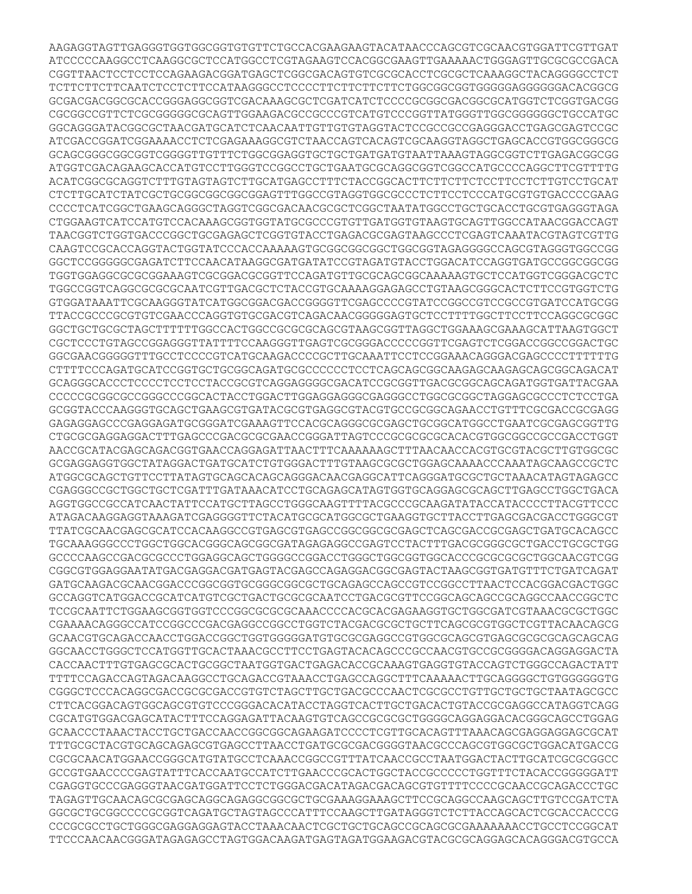AAGAGGTAGTTGAGGGTGGTGGCGGTGTGTTCTGCCACGAAGAAGTACATAACCCAGCGTCGCAACGTGGATTCGTTGAT
ATCCCCCAAGGCCTCAAGGCGCTCCATGGCCTCGTAGAAGTCCACGGCGAAGTTGAAAAACTGGGAGTTGCGCGCCGACA
CGGTTAACTCCTCCTCCAGAAGACGGATGAGCTCGGCGACAGTGTCGCGCACCTCGCGCTCAAAGGCTACAGGGGCCTCT
TCTTCTTCTTCAATCTCCTCTTCATAAGGGCCTCCCCTTCTTCTTCTTCTGGCGGCGGTGGGGGAGGGGGGACACGGCG
GCGACGACGGCGCACCGGGAGGCGGTCGACAAAGCGCTCGATCATCTCCCCGCGGCGACGGCGCATGGTCTCGGTGACGG
CGCGGCCGTTCTCGCGGGGGCGCAGTTGGAAGACGCCGCCCGTCATGTCCCGGTTATGGGTTGGCGGGGGGCTGCCATGC
GGCAGGGATACGGCGCTAACGATGCATCTCAACAATTGTTGTGTAGGTACTCCGCCGCCGAGGGACCTGAGCGAGTCCGC
ATCGACCGGATCGGAAAACCTCTCGAGAAAGGCGTCTAACCAGTCACAGTCGCAAGGTAGGCTGAGCACCGTGGCGGGCG
GCAGCGGGCGGCGGTCGGGGTTGTTTCTGGCGGAGGTGCTGCTGATGATGTAATTAAAGTAGGCGGTCTTGAGACGGCGG
ATGGTCGACAGAAGCACCATGTCCTTGGGTCCGGCCTGCTGAATGCGCAGGCGGTCGGCCATGCCCCAGGCTTCGTTTTG
ACATCGGCGCAGGTCTTTGTAGTAGTCTTGCATGAGCCTTTCTACCGGCACTTCTTCTTCTCCTTCCTCTTGTCCTGCAT
CTCTTGCATCTATCGCTGCGGCGGCGGCGGAGTTTGGCCGTAGGTGGCGCCCTCTTCCTCCCATGCGTGTGACCCCGAAG
CCCCTCATCGGCTGAAGCAGGGCTAGGTCGGCGACAACGCGCTCGGCTAATATGGCCTGCTGCACCTGCGTGAGGGTAGA
CTGGAAGTCATCCATGTCCACAAAGCGGTGGTATGCGCCCGTGTTGATGGTGTAAGTGCAGTTGGCCATAACGGACCAGT
TAACGGTCTGGTGACCCGGCTGCGAGAGCTCGGTGTACCTGAGACGCGAGTAAGCCCTCGAGTCAAATACGTAGTCGTTG
CAAGTCCGCACCAGGTACTGGTATCCCACCAAAAAGTGCGGCGGCGGCTGGCGGTAGAGGGGCCAGCGTAGGGTGGCCGG
GGCTCCGGGGGCGAGATCTTCCAACATAAGGCGATGATATCCGTAGATGTACCTGGACATCCAGGTGATGCCGGCGGCGG
TGGTGGAGGCGCGCGGAAAGTCGCGGACGCGGTTCCAGATGTTGCGCAGCGGCAAAAAGTGCTCCATGGTCGGGACGCTC
TGGCCGGTCAGGCGCGCGCAATCGTTGACGCTCTACCGTGCAAAAGGAGAGCCTGTAAGCGGGCACTCTTCCGTGGTCTG
GTGGATAAATTCGCAAGGGTATCATGGCGGACGACCGGGGTTCGAGCCCCGTATCCGGCCGTCCGCCGTGATCCATGCGG
TTACCGCCCGCGTGTCGAACCCAGGTGTGCGACGTCAGACAACGGGGGAGTGCTCCTTTTGGCTTCCTTCCAGGCGCGGC
GGCTGCTGCGCTAGCTTTTTTGGCCACTGGCCGCGCGCAGCGTAAGCGGTTAGGCTGGAAAGCGAAAGCATTAAGTGGCT
CGCTCCCTGTAGCCGGAGGGTTATTTTCCAAGGGTTGAGTCGCGGGACCCCCGGTTCGAGTCTCGGACCGGCCGGACTGC
GGCGAACGGGGGTTTGCCTCCCCGTCATGCAAGACCCCGCTTGCAAATTCCTCCGGAAACAGGGACGAGCCCCTTTTTTG
CTTTTCCCAGATGCATCCGGTGCTGCGGCAGATGCGCCCCCCTCCTCAGCAGCGGCAAGAGCAAGAGCAGCGGCAGACAT
GCAGGGCACCCTCCCCTCCTCCTACCGCGTCAGGAGGGGCGACATCCGCGGTTGACGCGGCAGCAGATGGTGATTACGAA
CCCCCGCGGCGCCGGGCCCGGCACTACCTGGACTTGGAGGAGGGCGAGGGCCTGGCGCGGCTAGGAGCGCCCTCTCCTGA
GCGGTACCCAAGGGTGCAGCTGAAGCGTGATACGCGTGAGGCGTACGTGCCGCGGCAGAACCTGTTTCGCGACCGCGAGG
GAGAGGAGCCCGAGGAGATGCGGGATCGAAAGTTCCACGCAGGGCGCGAGCTGCGGCATGGCCTGAATCGCGAGCGGTTG
CTGCGCGAGGAGGACTTTGAGCCCGACGCGCGAACCGGGATTAGTCCCGCGCGCGCACACGTGGCGGCCGCCGACCTGGT
AACCGCATACGAGCAGACGGTGAACCAGGAGATTAACTTTCAAAAAAGCTTTAACAACCACGTGCGTACGCTTGTGGCGC
GCGAGGAGGTGGCTATAGGACTGATGCATCTGTGGGACTTTGTAAGCGCGCTGGAGCAAAACCCAAATAGCAAGCCGCTC
ATGGCGCAGCTGTTCCTTATAGTGCAGCACAGCAGGGACAACGAGGCATTCAGGGATGCGCTGCTAAACATAGTAGAGCC
CGAGGGCCGCTGGCTGCTCGATTTGATAAACATCCTGCAGAGCATAGTGGTGCAGGAGCGCAGCTTGAGCCTGGCTGACA
AGGTGGCCGCCATCAACTATTCCATGCTTAGCCTGGGCAAGTTTTACGCCCGCAAGATATACCATACCCCTTACGTTCCC
ATAGACAAGGAGGTAAAGATCGAGGGGTTCTACATGCGCATGGCGCTGAAGGTGCTTACCTTGAGCGACGACCTGGGCGT
TTATCGCAACGAGCGCATCCACAAGGCCGTGAGCGTGAGCCGGCGGCGCGAGCTCAGCGACCGCGAGCTGATGCACAGCC
TGCAAAGGGCCCTGGCTGGCACGGGCAGCGGCGATAGAGAGGCCGAGTCCTACTTTGACGCGGGCGCTGACCTGCGCTGG
GCCCCAAGCCGACGCGCCCTGGAGGCAGCTGGGGCCGGACCTGGGCTGGCGGTGGCACCCGCGCGCGCTGGCAACGTCGG
CGGCGTGGAGGAATATGACGAGGACGATGAGTACGAGCCAGAGGACGGCGAGTACTAAGCGGTGATGTTTCTGATCAGAT
GATGCAAGACGCAACGGACCCGGCGGTGCGGGCGGCGCTGCAGAGCCAGCCGTCCGGCCTTAACTCCACGGACGACTGGC
GCCAGGTCATGGACCGCATCATGTCGCTGACTGCGCGCAATCCTGACGCGTTCCGGCAGCAGCCGCAGGCCAACCGGCTC
TCCGCAATTCTGGAAGCGGTGGTCCCGGCGCGCGCAAACCCCACGCACGAGAAGGTGCTGGCGATCGTAAACGCGCTGGC
CGAAAACAGGGCCATCCGGCCCGACGAGGCCGGCCTGGTCTACGACGCGCTGCTTCAGCGCGTGGCTCGTTACAACAGCG
GCAACGTGCAGACCAACCTGGACCGGCTGGTGGGGGATGTGCGCGAGGCCGTGGCGCAGCGTGAGCGCGCGCAGCAGCAG
GGCAACCTGGGCTCCATGGTTGCACTAAACGCCTTCCTGAGTACACAGCCCGCCAACGTGCCGCGGGGACAGGAGGACTA
CACCAACTTTGTGAGCGCACTGCGGCTAATGGTGACTGAGACACCGCAAAGTGAGGTGTACCAGTCTGGGCCAGACTATT
TTTTCCAGACCAGTAGACAAGGCCTGCAGACCGTAAACCTGAGCCAGGCTTTCAAAAACTTGCAGGGGCTGTGGGGGGTG
CGGGCTCCCACAGGCGACCGCGCGACCGTGTCTAGCTTGCTGACGCCCAACTCGCGCCTGTTGCTGCTGCTAATAGCGCC
CTTCACGGACAGTGGCAGCGTGTCCCGGGACACATACCTAGGTCACTTGCTGACACTGTACCGCGAGGCCATAGGTCAGG
CGCATGTGGACGAGCATACTTTCCAGGAGATTACAAGTGTCAGCCGCGCGCTGGGGCAGGAGGACACGGGCAGCCTGGAG
GCAACCCTAAACTACCTGCTGACCAACCGGCGGCAGAAGATCCCCTCGTTGCACAGTTTAAACAGCGAGGAGGAGCGCAT
TTTGCGCTACGTGCAGCAGAGCGTGAGCCTTAACCTGATGCGCGACGGGGTAACGCCCAGCGTGGCGCTGGACATGACCG
CGCGCAACATGGAACCGGGCATGTATGCCTCAAACCGGCCGTTTATCAACCGCCTAATGGACTACTTGCATCGCGCGGCC
GCCGTGAACCCCGAGTATTTCACCAATGCCATCTTGAACCCGCACTGGCTACCGCCCCCTGGTTTCTACACCGGGGGATT
CGAGGTGCCCGAGGGTAACGATGGATTCCTCTGGGACGACATAGACGACAGCGTGTTTTCCCCGCAACCGCAGACCCTGC
TAGAGTTGCAACAGCGCGAGCAGGCAGAGGCGGCGCTGCGAAAGGAAAGCTTCCGCAGGCCAAGCAGCTTGTCCGATCTA
GGCGCTGCGGCCCCGCGGTCAGATGCTAGTAGCCCATTTCCAAGCTTGATAGGGTCTCTTACCAGCACTCGCACCACCCG
CCCGCGCCTGCTGGGCGAGGAGGAGTACCTAAACAACTCGCTGCTGCAGCCGCAGCGCGAAAAAAACCTGCCTCCGGCAT
TTCCCAACAACGGGATAGAGAGCCTAGTGGACAAGATGAGTAGATGGAAGACGTACGCGCAGGAGCACAGGGACGTGCCA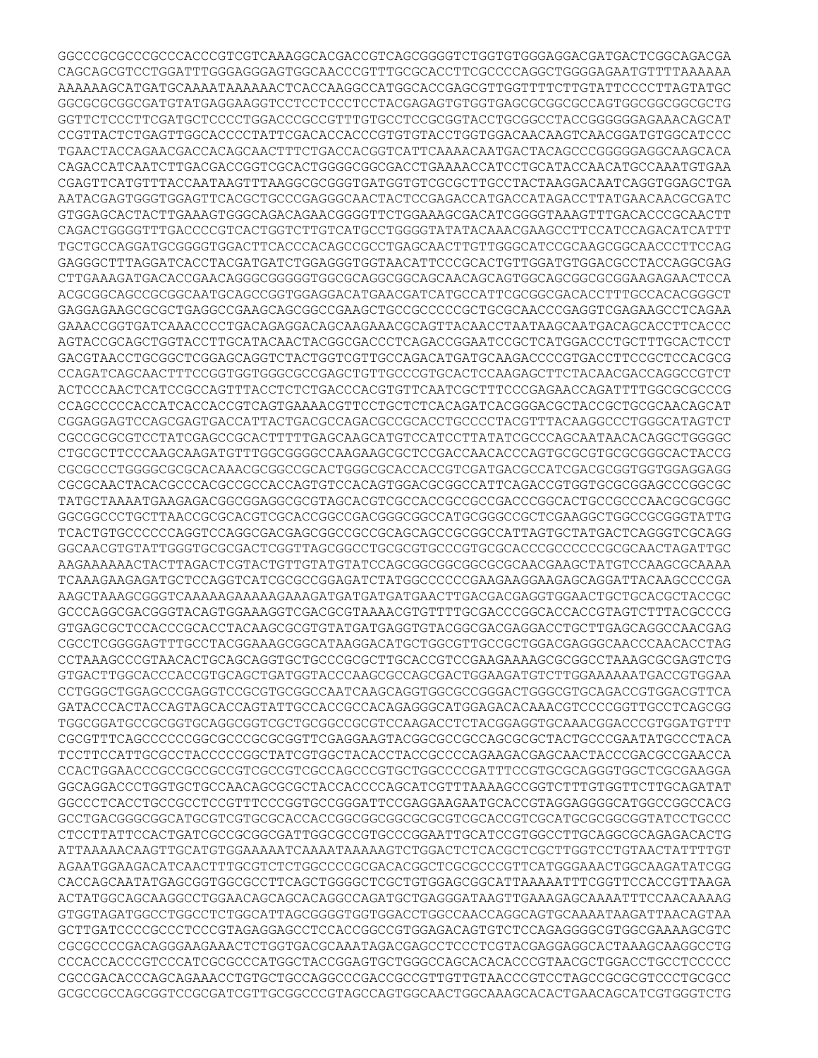GGCCCGCGCCCGCCCACCCGTCGTCAAAGGCACGACCGTCAGCGGGGTCTGGTGTGGGAGGACGATGACTCGGCAGACGA
CAGCAGCGTCCTGGATTTGGGAGGGAGTGGCAACCCGTTTGCGCACCTTCGCCCCAGGCTGGGGAGAATGTTTTAAAAAA
AAAAAAGCATGATGCAAAATAAAAAACTCACCAAGGCCATGGCACCGAGCGTTGGTTTTCTTGTATTCCCCTTAGTATGC
GGCGCGGCGGCGATGTATGAGGAAGGTCCTCCTCCCTCCTACGAGAGTGTGGTGAGCGCGGCGCCAGTGGCGGCGGCGCTG
GGTTCTCCCTTCGATGCTCCCCTGGACCCGCCGTTTGTGCCTCCGCGGTACCTGCGGCCTACCGGGGGGAGAAACAGCAT
CCGTTACTCTGAGTTGGCACCCCTATTCGACACCACCCGTGTGTACCTGGTGGACAACAAGTCAACGGATGTGGCATCCC
TGAACTACCAGAACGACCACAGCAACTTTCTGACCACGGTCATTCAAAACAATGACTACAGCCCGGGGGAGGCAAGCACA
CAGACCATCAATCTTGACGACCGGTCGCACTGGGGCGGCGACCTGAAAACCATCCTGCATACCAACATGCCAAATGTGAA
CGAGTTCATGTTTACCAATAAGTTTAAGGCGCGGGTGATGGTGTCGCGCTTGCCTACTAAGGACAATCAGGTGGAGCTGA
AATACGAGTGGGTGGAGTTCACGCTGCCCGAGGGCAACTACTCCGAGACCATGACCATAGACCTTATGAACAACGCGATC
GTGGAGCACTACTTGAAAGTGGGCAGACAGAACGGGGTTCTGGAAAGCGACATCGGGGTAAAGTTTGACACCCGCAACTT
CAGACTGGGGTTTGACCCCGTCACTGGTCTTGTCATGCCTGGGGTATATACAAACGAAGCCTTCCATCCAGACATCATTT
TGCTGCCAGGATGCGGGGTGGACTTCACCCACAGCCGCCTGAGCAACTTGTTGGGCATCCGCAAGCGGCAACCCTTCCAG
GAGGGCTTTAGGATCACCTACGATGATCTGGAGGGTGGTAACATTCCCGCACTGTTGGATGTGGACGCCTACCAGGCGAG
CTTGAAAGATGACACCGAACAGGGCGGGGGTGGCGCAGGCGGCAGCAACAGCAGTGGCAGCGGCGCGGAAGAGAACTCCA
ACGCGGCAGCCGCGGCAATGCAGCCGGTGGAGGACATGAACGATCATGCCATTCGCGGCGACACCTTTGCCACACGGGCT
GAGGAGAAGCGCGCTGAGGCCGAAGCAGCGGCCGAAGCTGCCGCCCCCGCTGCGCAACCCGAGGTCGAGAAGCCTCAGAA
GAAACCGGTGATCAAACCCCTGACAGAGGACAGCAAGAAACGCAGTTACAACCTAATAAGCAATGACAGCACCTTCACCC
AGTACCGCAGCTGGTACCTTGCATACAACTACGGCGACCCTCAGACCGGAATCCGCTCATGGACCCTGCTTTGCACTCCT
GACGTAACCTGCGGCTCGGAGCAGGTCTACTGGTCGTTGCCAGACATGATGCAAGACCCCGTGACCTTCCGCTCCACGCG
CCAGATCAGCAACTTTCCGGTGGTGGGCGCCGAGCTGTTGCCCGTGCACTCCAAGAGCTTCTACAACGACCAGGCCGTCT
ACTCCCAACTCATCCGCCAGTTTACCTCTCTGACCCACGTGTTCAATCGCTTTCCCGAGAACCAGATTTTGGCGCGCCCG
CCAGCCCCCACCATCACCACCGTCAGTGAAAACGTTCCTGCTCTCACAGATCACGGGACGCTACCGCTGCGCAACAGCAT
CGGAGGAGTCCAGCGAGTGACCATTACTGACGCCAGACGCCGCACCTGCCCCTACGTTTACAAGGCCCTGGGCATAGTCT
CGCCGCGCGTCCTATCGAGCCGCACTTTTTGAGCAAGCATGTCCATCCTTATATCGCCCAGCAATAACACAGGCTGGGGC
CTGCGCTTCCCAAGCAAGATGTTTGGCGGGGCCAAGAAGCGCTCCGACCAACACCCAGTGCGCGTGCGCGGGCACTACCG
CGCGCCCTGGGGCGCGCACAAACGCGGCCGCACTGGGCGCACCACCGTCGATGACGCCATCGACGCGGTGGTGGAGGAGG
CGCGCAACTACACGCCCACGCCGCCACCAGTGTCCACAGTGGACGCGGCCATTCAGACCGTGGTGCGCGGAGCCCGGCGC
TATGCTAAAATGAAGAGACGGCGGAGGCGCGTAGCACGTCGCCACCGCCGCCGACCCGGCACTGCCGCCCAACGCGCGGC
GGCGGCCCTGCTTAACCGCGCACGTCGCACCGGCCGACGGGCGGCCATGCGGGCCGCTCGAAGGCTGGCCGCGGGTATTG
TCACTGTGCCCCCCAGGTCCAGGCGACGAGCGGCCGCCGCAGCAGCCGCGGCCATTAGTGCTATGACTCAGGGTCGCAGG
GGCAACGTGTATTGGGTGCGCGACTCGGTTAGCGGCCTGCGCGTGCCCGTGCGCACCCGCCCCCCGCGCAACTAGATTGC
AAGAAAAAACTACTTAGACTCGTACTGTTGTATGTATCCAGCGGCGGCGGCGCGCAACGAAGCTATGTCCAAGCGCAAAA
TCAAAGAAGAGATGCTCCAGGTCATCGCGCCGGAGATCTATGGCCCCCCGAAGAAGGAAGAGCAGGATTACAAGCCCCGA
AAGCTAAAGCGGGTCAAAAAGAAAAAGAAAGATGATGATGATGAACTTGACGACGAGGTGGAACTGCTGCACGCTACCGC
GCCCAGGCGACGGGTACAGTGGAAAGGTCGACGCGTAAAACGTGTTTTGCGACCCGGCACCACCGTAGTCTTTACGCCCG
GTGAGCGCTCCACCCGCACCTACAAGCGCGTGTATGATGAGGTGTACGGCGACGAGGACCTGCTTGAGCAGGCCAACGAG
CGCCTCGGGGAGTTTGCCTACGGAAAGCGGCATAAGGACATGCTGGCGTTGCCGCTGGACGAGGGCAACCCAACACCTAG
CCTAAAGCCCGTAACACTGCAGCAGGTGCTGCCCGCGCTTGCACCGTCCGAAGAAAAGCGCGGCCTAAAGCGCGAGTCTG
GTGACTTGGCACCCACCGTGCAGCTGATGGTACCCAAGCGCCAGCGACTGGAAGATGTCTTGGAAAAAATGACCGTGGAA
CCTGGGCTGGAGCCCGAGGTCCGCGTGCGGCCAATCAAGCAGGTGGCGCCGGGACTGGGCGTGCAGACCGTGGACGTTCA
GATACCCACTACCAGTAGCACCAGTATTGCCACCGCCACAGAGGGCATGGAGACACAAACGTCCCCGGTTGCCTCAGCGG
TGGCGGATGCCGCGGTGCAGGCGGTCGCTGCGGCCGCGTCCAAGACCTCTACGGAGGTGCAAACGGACCCGTGGATGTTT
CGCGTTTCAGCCCCCCGGCGCCCGCGCGGTTCGAGGAAGTACGGCGCCGCCAGCGCGCTACTGCCCGAATATGCCCTACA
TCCTTCCATTGCGCCTACCCCCGGCTATCGTGGCTACACCTACCGCCCCAGAAGACGAGCAACTACCCGACGCCGAACCA
CCACTGGAACCCGCCGCCGCCGTCGCCGTCGCCAGCCCGTGCTGGCCCCGATTTCCGTGCGCAGGGTGGCTCGCGAAGGA
GGCAGGACCCTGGTGCTGCCAACAGCGCGCTACCACCCCAGCATCGTTTAAAAGCCGGTCTTTGTGGTTCTTGCAGATAT
GGCCCTCACCTGCCGCCTCCGTTTCCCGGTGCCGGGATTCCGAGGAAGAATGCACCGTAGGAGGGGCATGGCCGGCCACG
GCCTGACGGGCGGCATGCGTCGTGCGCACCACCGGCGGCGGCGCGCGTCGCACCGTCGCATGCGCGGCGGTATCCTGCCC
CTCCTTATTCCACTGATCGCCGCGGCGATTGGCGCCGTGCCCGGAATTGCATCCGTGGCCTTGCAGGCGCAGAGACACTG
ATTAAAAACAAGTTGCATGTGGAAAAATCAAAATAAAAAGTCTGGACTCTCACGCTCGCTTGGTCCTGTAACTATTTTGT
AGAATGGAAGACATCAACTTTGCGTCTCTGGCCCCGCGACACGGCTCGCGCCCGTTCATGGGAAACTGGCAAGATATCGG
CACCAGCAATATGAGCGGTGGCGCCTTCAGCTGGGGCTCGCTGTGGAGCGGCATTAAAAATTTCGGTTCCACCGTTAAGA
ACTATGGCAGCAAGGCCTGGAACAGCAGCACAGGCCAGATGCTGAGGGATAAGTTGAAAGAGCAAAATTTCCAACAAAAG
GTGGTAGATGGCCTGGCCTCTGGCATTAGCGGGGTGGTGGACCTGGCCAACCAGGCAGTGCAAAATAAGATTAACAGTAA
GCTTGATCCCCGCCCTCCCGTAGAGGAGCCTCCACCGGCCGTGGAGACAGTGTCTCCAGAGGGGCGTGGCGAAAAGCGTC
CGCGCCCCGACAGGGAAGAAACTCTGGTGACGCAAATAGACGAGCCTCCCTCGTACGAGGAGGCACTAAAGCAAGGCCTG
CCCACCACCCGTCCCATCGCGCCCATGGCTACCGGAGTGCTGGGCCAGCACACACCCGTAACGCTGGACCTGCCTCCCCC
CGCCGACACCCAGCAGAAACCTGTGCTGCCAGGCCCGACCGCCGTTGTTGTAACCCGTCCTAGCCGCGCGTCCCTGCGCC
GCGCCGCCAGCGGTCCGCGATCGTTGCGGCCCGTAGCCAGTGGCAACTGGCAAAGCACACTGAACAGCATCGTGGGTCTG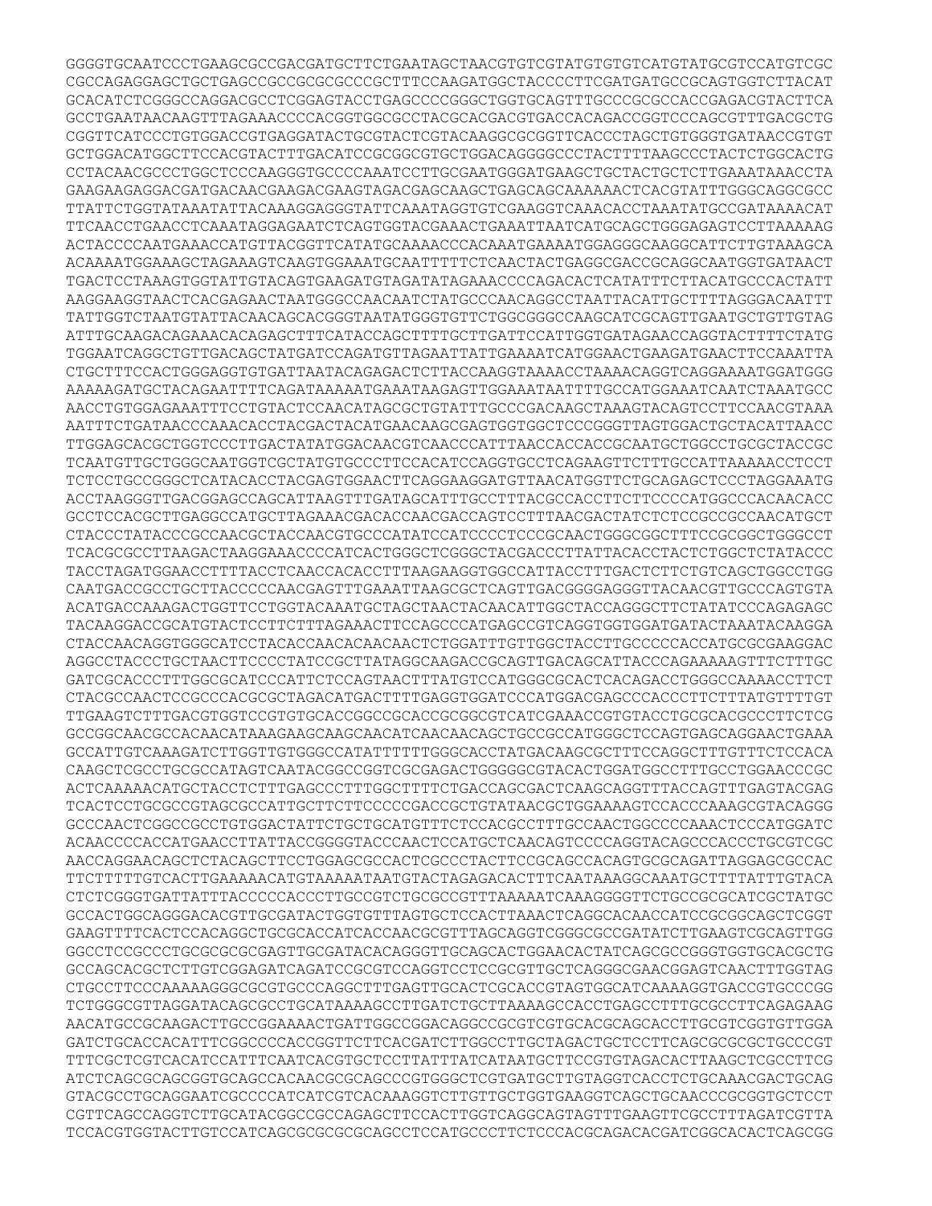GGGGTGCAATCCCTGAAGCGCCGACGATGCTTCTGAATAGCTAACGTGTCGTATGTGTGTCATGTATGCGTCCATGTCGC
CGCCAGAGGAGCTGCTGAGCCGCCGCGCGCCCCGCTTTCCAAGATGGCTACCCCTTCGATGATGCCGCAGTGGTCTTACAT
GCACATCTCGGGCCAGGACGCCTCGGAGTACCTGAGCCCCGGGCTGGTGCAGTTTGCCCGCGCCACCGAGACGTACTTCA
GCCTGAATAACAAGTTTAGAAACCCCACGGTGGCGCCTACGCACGACGTGACCACAGACCGGTCCCAGCGTTTGACGCTG
CGGTTCATCCCTGTGGACCGTGAGGATACTGCGTACTCGTACAAGGCGCGGTTCACCCTAGCTGTGGGTGATAACCGTGT
GCTGGACATGGCTTCCACGTACTTTGACATCCGCGGCGTGCTGGACAGGGGCCCTACTTTTAAGCCCTACTCTGGCACTG
CCTACAACGCCCTGGCTCCCAAGGGTGCCCCAAATCCTTGCGAATGGGATGAAGCTGCTACTGCTCTTGAAATAAACCTA
GAAGAAGAGGACGATGACAACGAAGACGAAGTAGACGAGCAAGCTGAGCAGCAAAAAACTCACGTATTTGGGCAGGCGCC
TTATTCTGGTATAAATATTACAAAGGAGGGTATTCAAATAGGTGTCGAAGGTCAAACACCTAAATATGCCGATAAAACAT
TTCAACCTGAACCTCAAATAGGAGAATCTCAGTGGTACGAAACTGAAATTAATCATGCAGCTGGGAGAGTCCTTAAAAAG
ACTACCCCAATGAAACCATGTTACGGTTCATATGCAAAACCCACAAATGAAAATGGAGGGCAAGGCATTCTTGTAAAGCA
ACAAAATGGAAAGCTAGAAAGTCAAGTGGAAATGCAATTTTTCTCAACTACTGAGGCGACCGCAGGCAATGGTGATAACT
TGACTCCTAAAGTGGTATTGTACAGTGAAGATGTAGATATAGAAACCCCAGACACTCATATTTCTTACATGCCCACTATT
AAGGAAGGTAACTCACGAGAACTAATGGGCCAACAATCTATGCCCAACAGGCCTAATTACATTGCTTTTAGGGACAATTT
TATTGGTCTAATGTATTACAACAGCACGGGTAATATGGGTGTTCTGGCGGGCCAAGCATCGCAGTTGAATGCTGTTGTAG
ATTTGCAAGACAGAAACACAGAGCTTTCATACCAGCTTTTGCTTGATTCCATTGGTGATAGAACCAGGTACTTTTCTATG
TGGAATCAGGCTGTTGACAGCTATGATCCAGATGTTAGAATTATTGAAAATCATGGAACTGAAGATGAACTTCCAAATTA
CTGCTTTCCACTGGGAGGTGTGATTAATACAGAGACTCTTACCAAGGTAAAACCTAAAACAGGTCAGGAAAATGGATGGG
AAAAAGATGCTACAGAATTTTCAGATAAAAATGAAATAAGAGTTGGAAATAATTTTGCCATGGAAATCAATCTAAATGCC
AACCTGTGGAGAAATTTCCTGTACTCCAACATAGCGCTGTATTTGCCCGACAAGCTAAAGTACAGTCCTTCCAACGTAAA
AATTTCTGATAACCCAAACACCTACGACTACATGAACAAGCGAGTGGTGGCTCCCGGGTTAGTGGACTGCTACATTAACC
TTGGAGCACGCTGGTCCCTTGACTATATGGACAACGTCAACCCATTTAACCACCACCGCAATGCTGGCCTGCGCTACCGC
TCAATGTTGCTGGGCAATGGTCGCTATGTGCCCTTCCACATCCAGGTGCCTCAGAAGTTCTTTGCCATTAAAAACCTCCT
TCTCCTGCCGGGCTCATACACCTACGAGTGGAACTTCAGGAAGGATGTTAACATGGTTCTGCAGAGCTCCCTAGGAAATG
ACCTAAGGGTTGACGGAGCCAGCATTAAGTTTGATAGCATTTGCCTTTACGCCACCTTCTTCCCCATGGCCCACAACACC
GCCTCCACGCTTGAGGCCATGCTTAGAAACGACACCAACGACCAGTCCTTTAACGACTATCTCTCCGCCGCCAACATGCT
CTACCCTATACCCGCCAACGCTACCAACGTGCCCATATCCATCCCCTCCCGCAACTGGGCGGCTTTCCGCGGCTGGGCCT
TCACGCGCCTTAAGACTAAGGAAACCCCATCACTGGGCTCGGGCTACGACCCTTATTACACCTACTCTGGCTCTATACCC
TACCTAGATGGAACCTTTTACCTCAACCACACCTTTAAGAAGGTGGCCATTACCTTTGACTCTTCTGTCAGCTGGCCTGG
CAATGACCGCCTGCTTACCCCCAACGAGTTTGAAATTAAGCGCTCAGTTGACGGGGAGGGTTACAACGTTGCCCAGTGTA
ACATGACCAAAGACTGGTTCCTGGTACAAATGCTAGCTAACTACAACATTGGCTACCAGGGCTTCTATATCCCAGAGAGC
TACAAGGACCGCATGTACTCCTTCTTTAGAAACTTCCAGCCCATGAGCCGTCAGGTGGTGGATGATACTAAATACAAGGA
CTACCAACAGGTGGGCATCCTACACCAACACAACAACTCTGGATTTGTTGGCTACCTTGCCCCCACCATGCGCGAAGGAC
AGGCCTACCCTGCTAACTTCCCCTATCCGCTTATAGGCAAGACCGCAGTTGACAGCATTACCCAGAAAAAGTTTCTTTGC
GATCGCACCCTTTGGCGCATCCCATTCTCCAGTAACTTTATGTCCATGGGCGCACTCACAGACCTGGGCCAAAACCTTCT
CTACGCCAACTCCGCCCACGCGCTAGACATGACTTTTGAGGTGGATCCCATGGACGAGCCCACCCTTCTTTATGTTTTGT
TTGAAGTCTTTGACGTGGTCCGTGTGCACCGGCCGCACCGCGGCGTCATCGAAACCGTGTACCTGCGCACGCCCTTCTCG
GCCGGCAACGCCACAACATAAAGAAGCAAGCAACATCAACAACAGCTGCCGCCATGGGCTCCAGTGAGCAGGAACTGAAA
GCCATTGTCAAAGATCTTGGTTGTGGGCCATATTTTTTGGGCACCTATGACAAGCGCTTTCCAGGCTTTGTTTCTCCACA
CAAGCTCGCCTGCGCCATAGTCAATACGGCCGGTCGCGAGACTGGGGGCGTACACTGGATGGCCTTTGCCTGGAACCCGC
ACTCAAAAACATGCTACCTCTTTGAGCCCTTTGGCTTTTCTGACCAGCGACTCAAGCAGGTTTACCAGTTTGAGTACGAG
TCACTCCTGCGCCGTAGCGCCATTGCTTCTTCCCCCGACCGCTGTATAACGCTGGAAAAGTCCACCCAAAGCGTACAGGG
GCCCAACTCGGCCGCCTGTGGACTATTCTGCTGCATGTTTCTCCACGCCTTTGCCAACTGGCCCCAAACTCCCATGGATC
ACAACCCCACCATGAACCTTATTACCGGGGTACCCAACTCCATGCTCAACAGTCCCCAGGTACAGCCCACCCTGCGTCGC
AACCAGGAACAGCTCTACAGCTTCCTGGAGCGCCACTCGCCCTACTTCCGCAGCCACAGTGCGCAGATTAGGAGCGCCAC
TTCTTTTTGTCACTTGAAAAACATGTAAAAATAATGTACTAGAGACACTTTCAATAAAGGCAAATGCTTTTATTTGTACA
CTCTCGGGTGATTATTTACCCCCACCCTTGCCGTCTGCGCCGTTTAAAAATCAAAGGGGTTCTGCCGCGCATCGCTATGC
GCCACTGGCAGGGACACGTTGCGATACTGGTGTTTAGTGCTCCACTTAAACTCAGGCACAACCATCCGCGGCAGCTCGGT
GAAGTTTTCACTCCACAGGCTGCGCACCATCACCAACGCGTTTAGCAGGTCGGGCGCCGATATCTTGAAGTCGCAGTTGG
GGCCTCCGCCCTGCGCGCGCGAGTTGCGATACACAGGGTTGCAGCACTGGAACACTATCAGCGCCGGGTGGTGCACGCTG
GCCAGCACGCTCTTGTCGGAGATCAGATCCGCGTCCAGGTCCTCCGCGTTGCTCAGGGCGAACGGAGTCAACTTTGGTAG
CTGCCTTCCCAAAAAGGGCGCGTGCCCAGGCTTTGAGTTGCACTCGCACCGTAGTGGCATCAAAAGGTGACCGTGCCCGG
TCTGGGCGTTAGGATACAGCGCCTGCATAAAAGCCTTGATCTGCTTAAAAGCCACCTGAGCCTTTGCGCCTTCAGAGAAG
AACATGCCGCAAGACTTGCCGGAAAACTGATTGGCCGGACAGGCCGCGTCGTGCACGCAGCACCTTGCGTCGGTGTTGGA
GATCTGCACCACATTTCGGCCCCACCGGTTCTTCACGATCTTGGCCTTGCTAGACTGCTCCTTCAGCGCGCGCTGCCCGT
TTTCGCTCGTCACATCCATTTCAATCACGTGCTCCTTATTTATCATAATGCTTCCGTGTAGACACTTAAGCTCGCCTTCG
ATCTCAGCGCAGCGGTGCAGCCACAACGCGCAGCCCGTGGGCTCGTGATGCTTGTAGGTCACCTCTGCAAACGACTGCAG
GTACGCCTGCAGGAATCGCCCCATCATCGTCACAAAGGTCTTGTTGCTGGTGAAGGTCAGCTGCAACCCGCGGTGCTCCT
CGTTCAGCCAGGTCTTGCATACGGCCGCCAGAGCTTCCACTTGGTCAGGCAGTAGTTTGAAGTTCGCCTTTAGATCGTTA
TCCACGTGGTACTTGTCCATCAGCGCGCGCGCAGCCTCCATGCCCTTCTCCCACGCAGACACGATCGGCACACTCAGCGG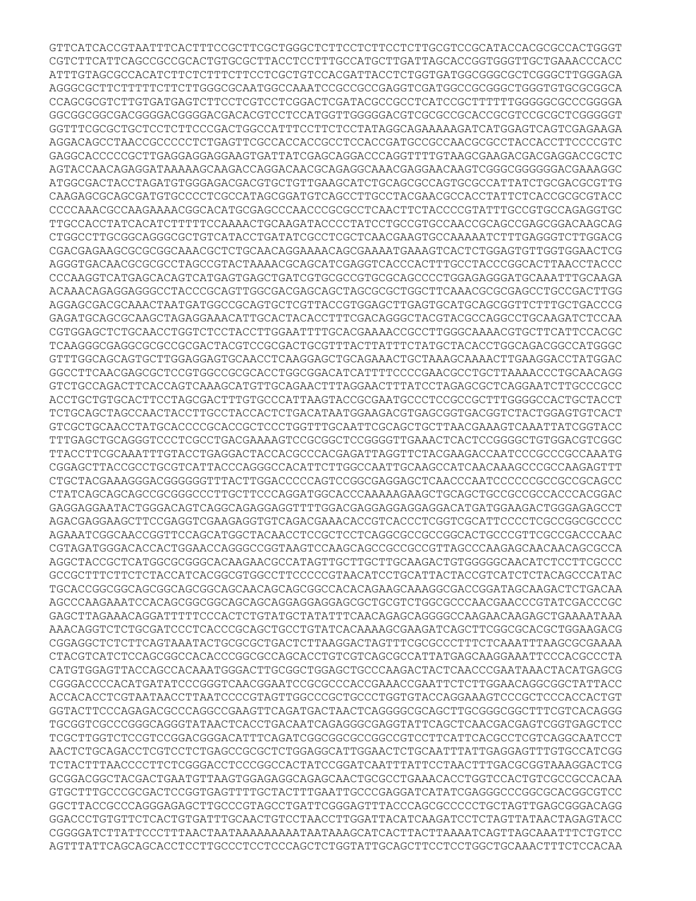```
GTTCATCACCGTAATTTCACTTTCCGCTTCGCTGGGCTCTTCCTCTTCCTCTTGCGTCCGCATACCACGCGCCACTGGGT
CGTCTTCATTCAGCCGCCGCACTGTGCGCTTACCTCCTTTGCCATGCTTGATTAGCACCGGTGGGTTGCTGAAACCCACC
ATTTGTAGCGCCACATCTTCTCTTTCTTCCTCGCTGTCCACGATTACCTCTGGTGATGGCGGGCGCTCGGGCTTGGGAGA
AGGGCGCTTCTTTTTCTTCTTGGGCGCAATGGCCAAATCCGCCGCCGAGGTCGATGGCCGCGGGCTGGGTGTGCGCGGCA
CCAGCGCGTCTTGTGATGAGTCTTCCTCGTCCTCGGACTCGATACGCCGCCTCATCCGCTTTTTTGGGGGCGCCCGGGGA
GGCGGCGGCGACGGGGACGGGGACGACACGTCCTCCATGGTTGGGGGACGTCGCGCCGCACCGCGTCCGCGCTCGGGGGT
GGTTTCGCGCTGCTCCTCTTCCCGACTGGCCATTTCCTTCTCCTATAGGCAGAAAAAGATCATGGAGTCAGTCGAGAAGA
AGGACAGCCTAACCGCCCCCTCTGAGTTCGCCACCACCGCCTCCACCGATGCCGCCAACGCGCCTACCACCTTCCCCGTC
GAGGCACCCCCGCTTGAGGAGGAGGAAGTGATTATCGAGCAGGACCCAGGTTTTGTAAGCGAAGACGACGAGGACCGCTC
AGTACCAACAGAGGATAAAAAGCAAGACCAGGACAACGCAGAGGCAAACGAGGAACAAGTCGGGCGGGGGGACGAAAGGC
ATGGCGACTACCTAGATGTGGGAGACGACGTGCTGTTGAAGCATCTGCAGCGCCAGTGCGCCATTATCTGCGACGCGTTG
CAAGAGCGCAGCGATGTGCCCCTCGCCATAGCGGATGTCAGCCTTGCCTACGAACGCCACCTATTCTCACCGCGCGTACC
CCCCAAACGCCAAGAAAACGGCACATGCGAGCCCAACCCGCGCCTCAACTTCTACCCCGTATTTGCCGTGCCAGAGGTGC
TTGCCACCTATCACATCTTTTTCCAAAACTGCAAGATACCCCTATCCTGCCGTGCCAACCGCAGCCGAGCGGACAAGCAG
CTGGCCTTGCGGCAGGGCGCTGTCATACCTGATATCGCCTCGCTCAACGAAGTGCCAAAAATCTTTGAGGGTCTTGGACG
CGACGAGAAGCGCGCGGCAAACGCTCTGCAACAGGAAAACAGCGAAAATGAAAGTCACTCTGGAGTGTTGGTGGAACTCG
AGGGTGACAACGCGCGCCTAGCCGTACTAAAACGCAGCATCGAGGTCACCCACTTTGCCTACCCGGCACTTAACCTACCC
CCCAAGGTCATGAGCACAGTCATGAGTGAGCTGATCGTGCGCCGTGCGCAGCCCCTGGAGAGGGATGCAAATTTGCAAGA
ACAAACAGAGGAGGGCCTACCCGCAGTTGGCGACGAGCAGCTAGCGCGCTGGCTTCAAACGCGCGAGCCTGCCGACTTGG
AGGAGCGACGCAAACTAATGATGGCCGCAGTGCTCGTTACCGTGGAGCTTGAGTGCATGCAGCGGTTCTTTGCTGACCCG
GAGATGCAGCGCAAGCTAGAGGAAACATTGCACTACACCTTTCGACAGGGCTACGTACGCCAGGCCTGCAAGATCTCCAA
CGTGGAGCTCTGCAACCTGGTCTCCTACCTTGGAATTTTGCACGAAAACCGCCTTGGGCAAAACGTGCTTCATTCCACGC
TCAAGGGCGAGGCGCGCCGCGACTACGTCCGCGACTGCGTTTACTTATTTCTATGCTACACCTGGCAGACGGCCATGGGC
GTTTGGCAGCAGTGCTTGGAGGAGTGCAACCTCAAGGAGCTGCAGAAACTGCTAAAGCAAAACTTGAAGGACCTATGGAC
GGCCTTCAACGAGCGCTCCGTGGCCGCGCACCTGGCGGACATCATTTTCCCCGAACGCCTGCTTAAAACCCTGCAACAGG
GTCTGCCAGACTTCACCAGTCAAAGCATGTTGCAGAACTTTAGGAACTTTATCCTAGAGCGCTCAGGAATCTTGCCCGCC
ACCTGCTGTGCACTTCCTAGCGACTTTGTGCCCATTAAGTACCGCGAATGCCCTCCGCCGCTTTGGGGCCACTGCTACCT
TCTGCAGCTAGCCAACTACCTTGCCTACCACTCTGACATAATGGAAGACGTGAGCGGTGACGGTCTACTGGAGTGTCACT
GTCGCTGCAACCTATGCACCCCGCACCGCTCCCTGGTTTGCAATTCGCAGCTGCTTAACGAAAGTCAAATTATCGGTACC
TTTGAGCTGCAGGGTCCCTCGCCTGACGAAAAGTCCGCGGCTCCGGGGTTGAAACTCACTCCGGGGCTGTGGACGTCGGC
TTACCTTCGCAAATTTGTACCTGAGGACTACCACGCCCACGAGATTAGGTTCTACGAAGACCAATCCCGCCCGCCAAATG
CGGAGCTTACCGCCTGCGTCATTACCCAGGGCCACATTCTTGGCCAATTGCAAGCCATCAACAAAGCCCGCCAAGAGTTT
CTGCTACGAAAGGGACGGGGGGTTTACTTGGACCCCCAGTCCGGCGAGGAGCTCAACCCAATCCCCCCGCCGCCGCAGCC
CTATCAGCAGCAGCCGCGGGCCCTTGCTTCCCAGGATGGCACCCAAAAAGAAGCTGCAGCTGCCGCCGCCACCCACGGAC
GAGGAGGAATACTGGGACAGTCAGGCAGAGGAGGTTTTGGACGAGGAGGAGGACATGATGGAAGACTGGGAGAGCCT
AGACGAGGAAGCTTCCGAGGTCGAAGAGGTGTCAGACGAAACACCGTCACCCTCGGTCGCATTCCCCTCGCCGGCGCCCC
AGAAATCGGCAACCGGTTCCAGCATGGCTACAACCTCCGCTCCTCAGGCGCCGCCGGCACTGCCCGTTCGCCGACCCAAC
CGTAGATGGGACACCACTGGAACCAGGGCCGGTAAGTCCAAGCAGCCGCCGCCGTTAGCCCAAGAGCAACAACAGCGCCA
AGGCTACCGCTCATGGCGCGGGCACAAGAACGCCATAGTTGCTTGCTTGCAAGACTGTGGGGGCAACATCTCCTTCGCCC
GCCGCTTTCTTCTCTACCATCACGGCGTGGCCTTCCCCCGTAACATCCTGCATTACTACCGTCATCTCTACAGCCCATAC
TGCACCGGCGGCAGCGGCAGCGGCAGCAACAGCAGCGGCCACACAGAAGCAAAGGCGACCGGATAGCAAGACTCTGACAA
AGCCCAAGAAATCCACAGCGGCGGCAGCAGCAGGAGGAGGAGCGCTGCGTCTGGCGCCCAACGAACCCGTATCGACCCGC
GAGCTTAGAAACAGGATTTTTCCCACTCTGTATGCTATATTTCAACAGAGCAGGGGCCAAGAACAAGAGCTGAAAATAAA
AAACAGGTCTCTGCGATCCCTCACCCGCAGCTGCCTGTATCACAAAAGCGAAGATCAGCTTCGGCGCACGCTGGAAGACG
CGGAGGCTCTCTTCAGTAAATACTGCGCGCTGACTCTTAAGGACTAGTTTCGCGCCCTTTCTCAAATTTAAGCGCGAAAA
CTACGTCATCTCCAGCGGCCACACCCGGCGCCAGCACCTGTCGTCAGCGCCATTATGAGCAAGGAAATTCCCACGCCCTA
CATGTGGAGTTACCAGCCACAAATGGGACTTGCGGCTGGAGCTGCCCAAGACTACTCAACCCGAATAAACTACATGAGCG
CGGGACCCCACATGATATCCCGGGTCAACGGAATCCGCGCCCACCGAAACCGAATTCTCTTGGAACAGGCGGCTATTACC
ACCACACCTCGTAATAACCTTAATCCCCGTAGTTGGCCCGCTGCCCTGGTGTACCAGGAAAGTCCCGCTCCCACCACTGT
GGTACTTCCCAGAGACGCCCAGGCCGAAGTTCAGATGACTAACTCAGGGGCGCAGCTTGCGGGCGGCTTTCGTCACAGGG
TGCGGTCGCCCGGGCAGGGTATAACTCACCTGACAATCAGAGGGCGAGGTATTCAGCTCAACGACGAGTCGGTGAGCTCC
TCGCTTGGTCTCCGTCCGGACGGGACATTTCAGATCGGCGGCGCCGGCCGTCCTTCATTCACGCCTCGTCAGGCAATCCT
AACTCTGCAGACCTCGTCCTCTGAGCCGCGCTCTGGAGGCATTGGAACTCTGCAATTTATTGAGGAGTTTGTGCCATCGG
TCTACTTTAACCCCTTCTCGGGACCTCCCGGCCACTATCCGGATCAATTTATTCCTAACTTTGACGCGGTAAAGGACTCG
GCGGACGGCTACGACTGAATGTTAAGTGGAGAGGCAGAGCAACTGCGCCTGAAACACCTGGTCCACTGTCGCCGCCACAA
GTGCTTTGCCCGCGACTCCGGTGAGTTTTGCTACTTTGAATTGCCCGAGGATCATATCGAGGGCCCGGCGCACGGCGTCC
GGCTTACCGCCCAGGGAGAGCTTGCCCGTAGCCTGATTCGGGAGTTTACCCAGCGCCCCCTGCTAGTTGAGCGGGACAGG
GGACCCTGTGTTCTCACTGTGATTTGCAACTGTCCTAACCTTGGATTACATCAAGATCCTCTAGTTATAACTAGAGTACC
CGGGGATCTTATTCCCTTTAACTAATAAAAAAAAATAATAAAGCATCACTTACTTAAAATCAGTTAGCAAATTTCTGTCC
AGTTTATTCAGCAGCACCTCCTTGCCCTCCTCCCAGCTCTGGTATTGCAGCTTCCTCCTGGCTGCAAACTTTCTCCACAA
```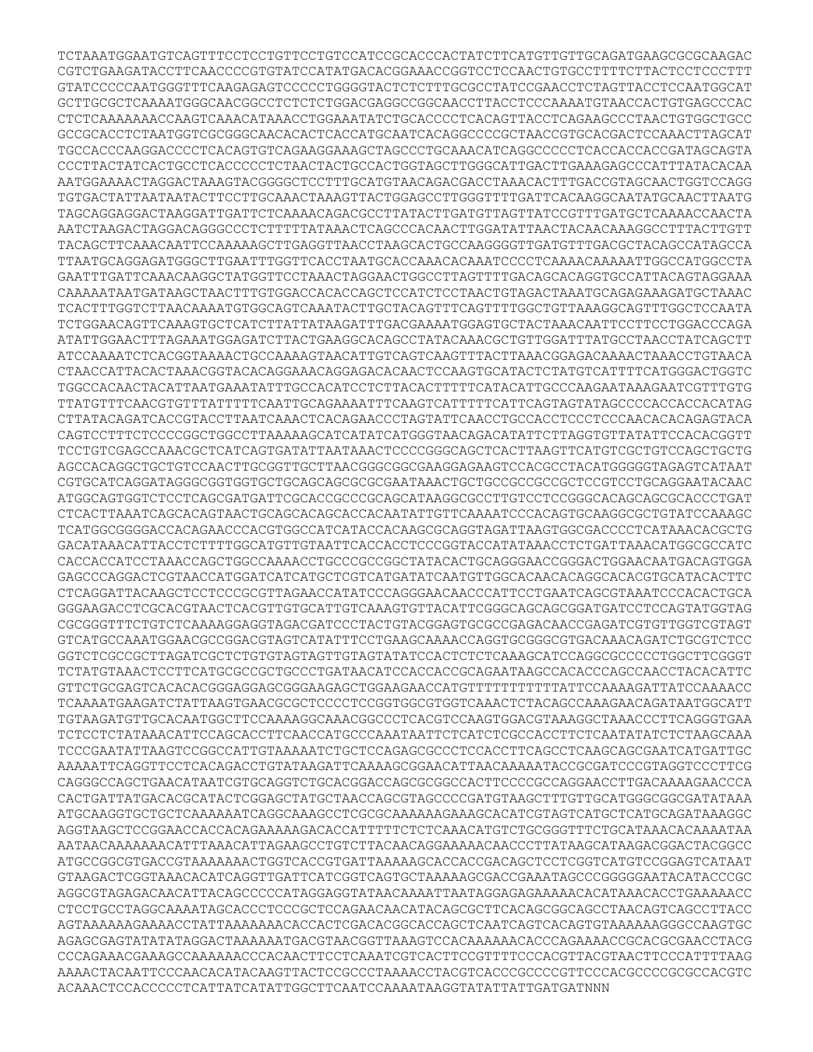TCTAAATGGAATGTCAGTTTCCTCCTGTTCCTGTCCATCCGCACCCACTATCTTCATGTTGTTGCAGATGAAGCGCGCAAGAC
CGTCTGAAGATACCTTCAACCCCGTGTATCCATATGACACGGAAACCGGTCCTCCAACTGTGCCTTTTCTTACTCCTCCCTTT
GTATCCCCCAATGGGTTTCAAGAGAGTCCCCCTGGGGTACTCTCTTTGCGCCTATCCGAACCTCTAGTTACCTCCAATGGCAT
GCTTGCGCTCAAAATGGGCAACGGCCTCTCTCTGGACGAGGCCGGCAACCTTACCTCCCAAAATGTAACCACTGTGAGCCCAC
CTCTCAAAAAAACCAAGTCAAACATAAACCTGGAAATATCTGCACCCCTCACAGTTACCTCAGAAGCCCTAACTGTGGCTGCC
GCCGCACCTCTAATGGTCGCGGGCAACACACTCACCATGCAATCACAGGCCCCGCTAACCGTGCACGACTCCAAACTTAGCAT
TGCCACCCAAGGACCCCTCACAGTGTCAGAAGGAAAGCTAGCCCTGCAAACATCAGGCCCCCTCACCACCACCGATAGCAGTA
CCCTTACTATCACTGCCTCACCCCCTCTAACTACTGCCACTGGTAGCTTGGGCATTGACTTGAAAGAGCCCATTTATACACAA
AATGGAAAACTAGGACTAAAGTACGGGGCTCCTTTGCATGTAACAGACGACCTAAACACTTTGACCGTAGCAACTGGTCCAGG
TGTGACTATTAATAATACTTCCTTGCAAACTAAAGTTACTGGAGCCTTGGGTTTTGATTCACAAGGCAATATGCAACTTAATG
TAGCAGGAGGACTAAGGATTGATTCTCAAAACAGACGCCTTATACTTGATGTTAGTTATCCGTTTGATGCTCAAAACCAACTA
AATCTAAGACTAGGACAGGGCCCTCTTTTTATAAACTCAGCCCACAACTTGGATATTAACTACAACAAAGGCCTTTACTTGTT
TACAGCTTCAAACAATTCCAAAAAGCTTGAGGTTAACCTAAGCACTGCCAAGGGGTTGATGTTTGACGCTACAGCCATAGCCA
TTAATGCAGGAGATGGGCTTGAATTTGGTTCACCTAATGCACCAAACACAAATCCCCTCAAAACAAAAATTGGCCATGGCCTA
GAATTTGATTCAAACAAGGCTATGGTTCCTAAACTAGGAACTGGCCTTAGTTTTGACAGCACAGGTGCCATTACAGTAGGAAA
CAAAAATAATGATAAGCTAACTTTGTGGACCACACCAGCTCCATCTCCTAACTGTAGACTAAATGCAGAGAAAGATGCTAAAC
TCACTTTGGTCTTAACAAAATGTGGCAGTCAAATACTTGCTACAGTTTCAGTTTTGGCTGTTAAAGGCAGTTTGGCTCCAATA
TCTGGAACAGTTCAAAGTGCTCATCTTATTATAAGATTTGACGAAAATGGAGTGCTACTAAACAATTCCTTCCTGGACCCAGA
ATATTGGAACTTTAGAAATGGAGATCTTACTGAAGGCACAGCCTATACAAACGCTGTTGGATTTATGCCTAACCTATCAGCTT
ATCCAAAATCTCACGGTAAAACTGCCAAAAGTAACATTGTCAGTCAAGTTTACTTAAACGGAGACAAAACTAAACCTGTAACA
CTAACCATTACACTAAACGGTACACAGGAAACAGGAGACACAACTCCAAGTGCATACTCTATGTCATTTTCATGGGACTGGTC
TGGCCACAACTACATTAATGAAATATTTGCCACATCCTCTTACACTTTTTCATACATTGCCCAAGAATAAAGAATCGTTTGTG
TTATGTTTCAACGTGTTTATTTTTCAATTGCAGAAAATTTCAAGTCATTTTTCATTCAGTAGTATAGCCCCACCACCACATAG
CTTATACAGATCACCGTACCTTAATCAAACTCACAGAACCCTAGTATTCAACCTGCCACCTCCCTCCCAACACACAGAGTACA
CAGTCCTTTCTCCCCGGCTGGCCTTAAAAAGCATCATATCATGGGTAACAGACATATTCTTAGGTGTTATATTCCACACGGTT
TCCTGTCGAGCCAAACGCTCATCAGTGATATTAATAAACTCCCCGGGCAGCTCACTTAAGTTCATGTCGCTGTCCAGCTGCTG
AGCCACAGGCTGCTGTCCAACTTGCGGTTGCTTAACGGGCGGCGAAGGAGAAGTCCACGCCTACATGGGGGTAGAGTCATAAT
CGTGCATCAGGATAGGGCGGTGGTGCTGCAGCAGCGCGCGAATAAACTGCTGCCGCCGCCGCTCCGTCCTGCAGGAATACAAC
ATGGCAGTGGTCTCCTCAGCGATGATTCGCACCGCCCGCAGCATAAGGCGCCTTGTCCTCCGGGCACAGCAGCGCACCCTGAT
CTCACTTAAATCAGCACAGTAACTGCAGCACAGCACCACAATATTGTTCAAAATCCCACAGTGCAAGGCGCTGTATCCAAAGC
TCATGGCGGGGACCACAGAACCCACGTGGCCATCATACCACAAGCGCAGGTAGATTAAGTGGCGACCCCTCATAAACACGCTG
GACATAAACATTACCTCTTTTGGCATGTTGTAATTCACCACCTCCCGGTACCATATAAACCTCTGATTAAACATGGCGCCATC
CACCACCATCCTAAACCAGCTGGCCAAAACCTGCCCGCCGGCTATACACTGCAGGGAACCGGGACTGGAACAATGACAGTGGA
GAGCCCAGGACTCGTAACCATGGATCATCATGCTCGTCATGATATCAATGTTGGCACAACACAGGCACACGTGCATACACTTC
CTCAGGATTACAAGCTCCTCCCGCGTTAGAACCATATCCCAGGGAACAACCCATTCCTGAATCAGCGTAAATCCCACACTGCA
GGGAAGACCTCGCACGTAACTCACGTTGTGCATTGTCAAAGTGTTACATTCGGGCAGCAGCGGATGATCCTCCAGTATGGTAG
CGCGGGTTTCTGTCTCAAAAGGAGGTAGACGATCCCTACTGTACGGAGTGCGCCGAGACAACCGAGATCGTGTTGGTCGTAGT
GTCATGCCAAATGGAACGCCGGACGTAGTCATATTTCCTGAAGCAAAACCAGGTGCGGGCGTGACAAACAGATCTGCGTCTCC
GGTCTCGCCGCTTAGATCGCTCTGTGTAGTAGTTGTAGTATATCCACTCTCTCAAAGCATCCAGGCGCCCCCTGGCTTCGGGT
TCTATGTAAACTCCTTCATGCGCCGCTGCCCTGATAACATCCACCACCGCAGAATAAGCCACACCCAGCCAACCTACACATTC
GTTCTGCGAGTCACACACGGGAGGAGCGGGAAGAGCTGGAAGAACCATGTTTTTTTTTTTATTCCAAAAGATTATCCAAAACC
TCAAAATGAAGATCTATTAAGTGAACGCGCTCCCCTCCGGTGGCGTGGTCAAACTCTACAGCCAAAGAACAGATAATGGCATT
TGTAAGATGTTGCACAATGGCTTCCAAAAGGCAAACGGCCCTCACGTCCAAGTGGACGTAAAGGCTAAACCCTTCAGGGTGAA
TCTCCTCTATAAACATTCCAGCACCTTCAACCATGCCCAAATAATTCTCATCTCGCCACCTTCTCAATATATCTCTAAGCAAA
TCCCGAATATTAAGTCCGGCCATTGTAAAAATCTGCTCCAGAGCGCCCTCCACCTTCAGCCTCAAGCAGCGAATCATGATTGC
AAAAATTCAGGTTCCTCACAGACCTGTATAAGATTCAAAAGCGGAACATTAACAAAAATACCGCGATCCCGTAGGTCCCTTCG
CAGGGCCAGCTGAACATAATCGTGCAGGTCTGCACGGACCAGCGCGGCCACTTCCCCGCCAGGAACCTTGACAAAAGAACCCA
CACTGATTATGACACGCATACTCGGAGCTATGCTAACCAGCGTAGCCCCGATGTAAGCTTTGTTGCATGGGCGGCGATATAAA
ATGCAAGGTGCTGCTCAAAAAATCAGGCAAAGCCTCGCGCAAAAAAGAAAGCACATCGTAGTCATGCTCATGCAGATAAAGGC
AGGTAAGCTCCGGAACCACCACAGAAAAAGACACCATTTTTCTCTCAAACATGTCTGCGGGTTTCTGCATAAACACAAAATAA
AATAACAAAAAAACATTTAAACATTAGAAGCCTGTCTTACAACAGGAAAAACAACCCTTATAAGCATAAGACGGACTACGGCC
ATGCCGGCGTGACCGTAAAAAAACTGGTCACCGTGATTAAAAAGCACCACCGACAGCTCCTCGGTCATGTCCGGAGTCATAAT
GTAAGACTCGGTAAACACATCAGGTTGATTCATCGGTCAGTGCTAAAAAGCGACCGAAATAGCCCGGGGGAATACATACCCGC
AGGCGTAGAGACAACATTACAGCCCCCATAGGAGGTATAACAAAATTAATAGGAGAGAAAAACACATAAACACCTGAAAAACC
CTCCTGCCTAGGCAAAATAGCACCCTCCCGCTCCAGAACAACATACAGCGCTTCACAGCGGCAGCCTAACAGTCAGCCTTACC
AGTAAAAAAGAAAACCTATTAAAAAAACACCACTCGACACGGCACCAGCTCAATCAGTCACAGTGTAAAAAAGGGCCAAGTGC
AGAGCGAGTATATATAGGACTAAAAAATGACGTAACGGTTAAAGTCCACAAAAAACACCCAGAAAACCGCACGCGAACCTACG
CCCAGAAACGAAAGCCAAAAAACCCACAACTTCCTCAAATCGTCACTTCCGTTTTCCCACGTTACGTAACTTCCCATTTTAAG
AAAACTACAATTCCCAACACATACAAGTTACTCCGCCCTAAAACCTACGTCACCCGCCCCGTTCCCACGCCCCGCGCCACGTC
ACAAACTCCACCCCCTCATTATCATATTGGCTTCAATCCAAAATAAGGTATATTATTGATGATNNN